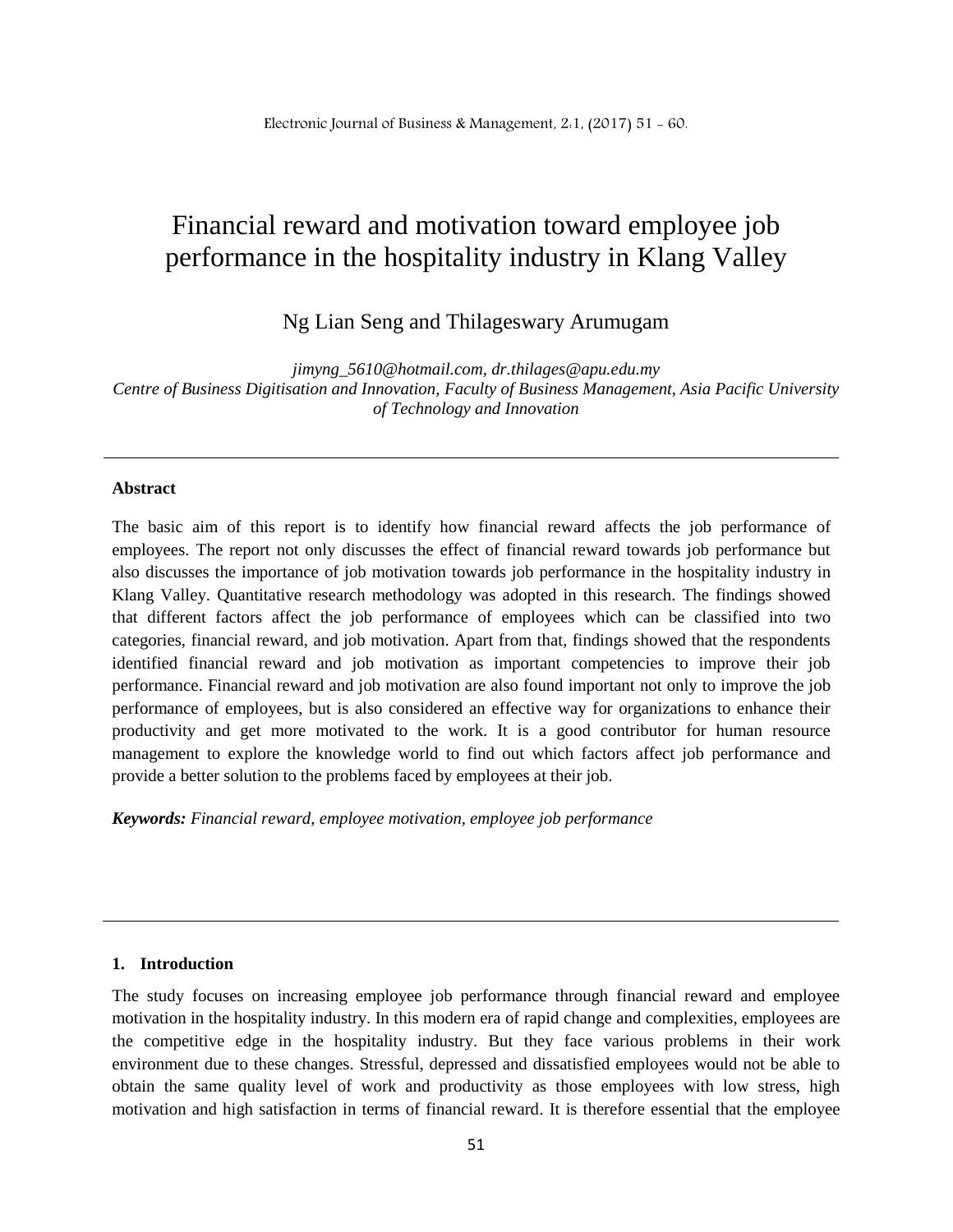# Financial reward and motivation toward employee job performance in the hospitality industry in Klang Valley

Ng Lian Seng and Thilageswary Arumugam

*jimyng_5610@hotmail.com, dr.thilages@apu.edu.my*
*Centre of Business Digitisation and Innovation, Faculty of Business Management, Asia Pacific University of Technology and Innovation*

---

**Abstract**

The basic aim of this report is to identify how financial reward affects the job performance of employees. The report not only discusses the effect of financial reward towards job performance but also discusses the importance of job motivation towards job performance in the hospitality industry in Klang Valley. Quantitative research methodology was adopted in this research. The findings showed that different factors affect the job performance of employees which can be classified into two categories, financial reward, and job motivation. Apart from that, findings showed that the respondents identified financial reward and job motivation as important competencies to improve their job performance. Financial reward and job motivation are also found important not only to improve the job performance of employees, but is also considered an effective way for organizations to enhance their productivity and get more motivated to the work. It is a good contributor for human resource management to explore the knowledge world to find out which factors affect job performance and provide a better solution to the problems faced by employees at their job.

***Keywords:*** *Financial reward, employee motivation, employee job performance*

---

## 1. Introduction

The study focuses on increasing employee job performance through financial reward and employee motivation in the hospitality industry. In this modern era of rapid change and complexities, employees are the competitive edge in the hospitality industry. But they face various problems in their work environment due to these changes. Stressful, depressed and dissatisfied employees would not be able to obtain the same quality level of work and productivity as those employees with low stress, high motivation and high satisfaction in terms of financial reward. It is therefore essential that the employee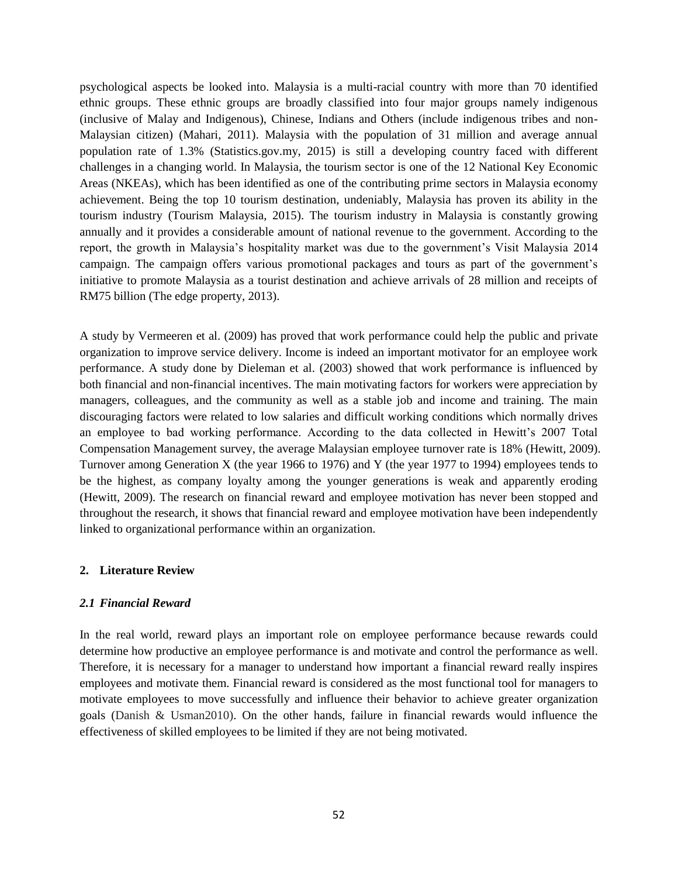psychological aspects be looked into. Malaysia is a multi-racial country with more than 70 identified ethnic groups. These ethnic groups are broadly classified into four major groups namely indigenous (inclusive of Malay and Indigenous), Chinese, Indians and Others (include indigenous tribes and non-Malaysian citizen) (Mahari, 2011). Malaysia with the population of 31 million and average annual population rate of 1.3% (Statistics.gov.my, 2015) is still a developing country faced with different challenges in a changing world. In Malaysia, the tourism sector is one of the 12 National Key Economic Areas (NKEAs), which has been identified as one of the contributing prime sectors in Malaysia economy achievement. Being the top 10 tourism destination, undeniably, Malaysia has proven its ability in the tourism industry (Tourism Malaysia, 2015). The tourism industry in Malaysia is constantly growing annually and it provides a considerable amount of national revenue to the government. According to the report, the growth in Malaysia's hospitality market was due to the government's Visit Malaysia 2014 campaign. The campaign offers various promotional packages and tours as part of the government's initiative to promote Malaysia as a tourist destination and achieve arrivals of 28 million and receipts of RM75 billion (The edge property, 2013).

A study by Vermeeren et al. (2009) has proved that work performance could help the public and private organization to improve service delivery. Income is indeed an important motivator for an employee work performance. A study done by Dieleman et al. (2003) showed that work performance is influenced by both financial and non-financial incentives. The main motivating factors for workers were appreciation by managers, colleagues, and the community as well as a stable job and income and training. The main discouraging factors were related to low salaries and difficult working conditions which normally drives an employee to bad working performance. According to the data collected in Hewitt's 2007 Total Compensation Management survey, the average Malaysian employee turnover rate is 18% (Hewitt, 2009). Turnover among Generation X (the year 1966 to 1976) and Y (the year 1977 to 1994) employees tends to be the highest, as company loyalty among the younger generations is weak and apparently eroding (Hewitt, 2009). The research on financial reward and employee motivation has never been stopped and throughout the research, it shows that financial reward and employee motivation have been independently linked to organizational performance within an organization.

## 2. Literature Review

### *2.1 Financial Reward*

In the real world, reward plays an important role on employee performance because rewards could determine how productive an employee performance is and motivate and control the performance as well. Therefore, it is necessary for a manager to understand how important a financial reward really inspires employees and motivate them. Financial reward is considered as the most functional tool for managers to motivate employees to move successfully and influence their behavior to achieve greater organization goals (Danish & Usman2010). On the other hands, failure in financial rewards would influence the effectiveness of skilled employees to be limited if they are not being motivated.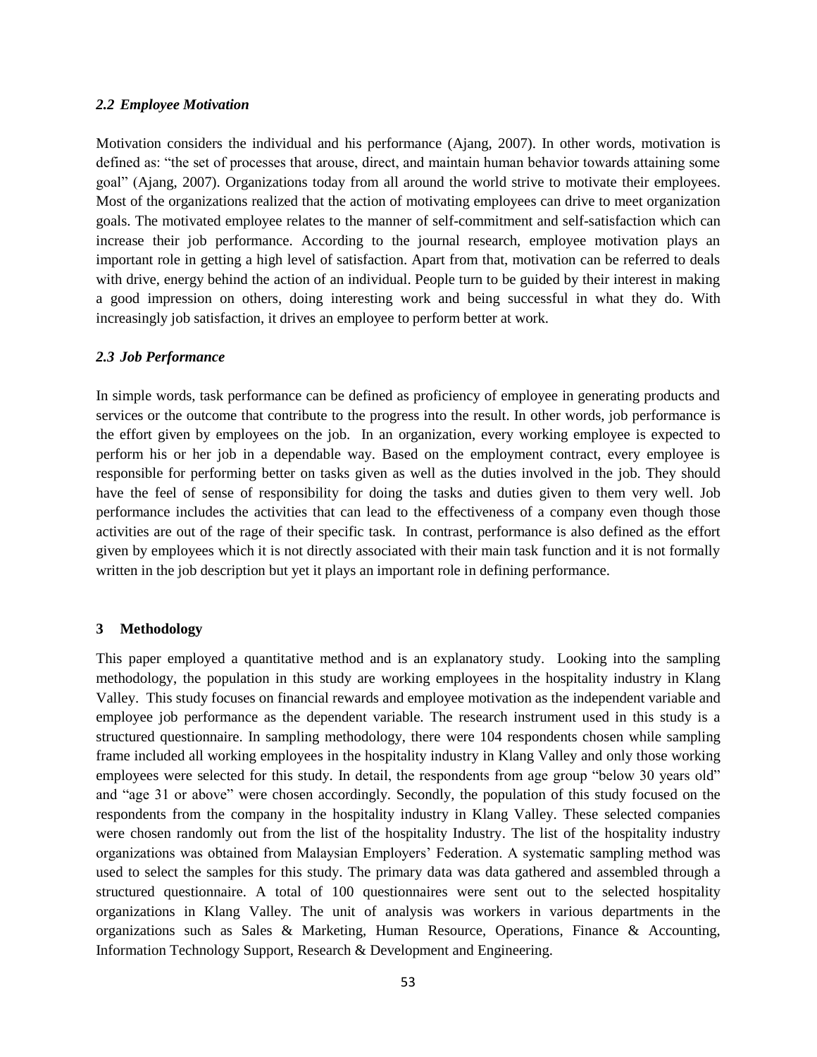### *2.2 Employee Motivation*

Motivation considers the individual and his performance (Ajang, 2007). In other words, motivation is defined as: "the set of processes that arouse, direct, and maintain human behavior towards attaining some goal" (Ajang, 2007). Organizations today from all around the world strive to motivate their employees. Most of the organizations realized that the action of motivating employees can drive to meet organization goals. The motivated employee relates to the manner of self-commitment and self-satisfaction which can increase their job performance. According to the journal research, employee motivation plays an important role in getting a high level of satisfaction. Apart from that, motivation can be referred to deals with drive, energy behind the action of an individual. People turn to be guided by their interest in making a good impression on others, doing interesting work and being successful in what they do. With increasingly job satisfaction, it drives an employee to perform better at work.

### *2.3 Job Performance*

In simple words, task performance can be defined as proficiency of employee in generating products and services or the outcome that contribute to the progress into the result. In other words, job performance is the effort given by employees on the job. In an organization, every working employee is expected to perform his or her job in a dependable way. Based on the employment contract, every employee is responsible for performing better on tasks given as well as the duties involved in the job. They should have the feel of sense of responsibility for doing the tasks and duties given to them very well. Job performance includes the activities that can lead to the effectiveness of a company even though those activities are out of the rage of their specific task. In contrast, performance is also defined as the effort given by employees which it is not directly associated with their main task function and it is not formally written in the job description but yet it plays an important role in defining performance.

## 3 Methodology

This paper employed a quantitative method and is an explanatory study. Looking into the sampling methodology, the population in this study are working employees in the hospitality industry in Klang Valley. This study focuses on financial rewards and employee motivation as the independent variable and employee job performance as the dependent variable. The research instrument used in this study is a structured questionnaire. In sampling methodology, there were 104 respondents chosen while sampling frame included all working employees in the hospitality industry in Klang Valley and only those working employees were selected for this study. In detail, the respondents from age group "below 30 years old" and "age 31 or above" were chosen accordingly. Secondly, the population of this study focused on the respondents from the company in the hospitality industry in Klang Valley. These selected companies were chosen randomly out from the list of the hospitality Industry. The list of the hospitality industry organizations was obtained from Malaysian Employers' Federation. A systematic sampling method was used to select the samples for this study. The primary data was data gathered and assembled through a structured questionnaire. A total of 100 questionnaires were sent out to the selected hospitality organizations in Klang Valley. The unit of analysis was workers in various departments in the organizations such as Sales & Marketing, Human Resource, Operations, Finance & Accounting, Information Technology Support, Research & Development and Engineering.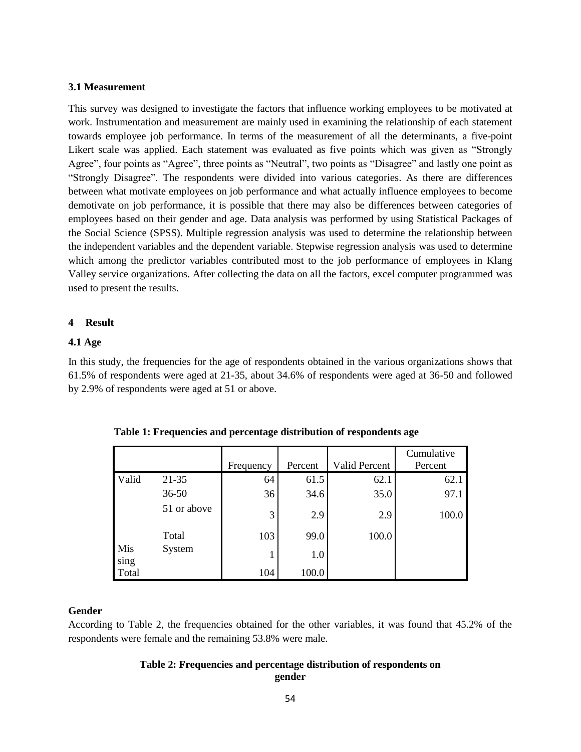### 3.1 Measurement

This survey was designed to investigate the factors that influence working employees to be motivated at work. Instrumentation and measurement are mainly used in examining the relationship of each statement towards employee job performance. In terms of the measurement of all the determinants, a five-point Likert scale was applied. Each statement was evaluated as five points which was given as "Strongly Agree", four points as "Agree", three points as "Neutral", two points as "Disagree" and lastly one point as "Strongly Disagree". The respondents were divided into various categories. As there are differences between what motivate employees on job performance and what actually influence employees to become demotivate on job performance, it is possible that there may also be differences between categories of employees based on their gender and age. Data analysis was performed by using Statistical Packages of the Social Science (SPSS). Multiple regression analysis was used to determine the relationship between the independent variables and the dependent variable. Stepwise regression analysis was used to determine which among the predictor variables contributed most to the job performance of employees in Klang Valley service organizations. After collecting the data on all the factors, excel computer programmed was used to present the results.

## 4 Result

### 4.1 Age

In this study, the frequencies for the age of respondents obtained in the various organizations shows that 61.5% of respondents were aged at 21-35, about 34.6% of respondents were aged at 36-50 and followed by 2.9% of respondents were aged at 51 or above.

**Table 1: Frequencies and percentage distribution of respondents age**

| | | Frequency | Percent | Valid Percent | Cumulative Percent |
|---|---|---|---|---|---|
| Valid | 21-35 | 64 | 61.5 | 62.1 | 62.1 |
| | 36-50 | 36 | 34.6 | 35.0 | 97.1 |
| | 51 or above | 3 | 2.9 | 2.9 | 100.0 |
| | Total | 103 | 99.0 | 100.0 | |
| Missing | System | 1 | 1.0 | | |
| Total | | 104 | 100.0 | | |

**Gender**

According to Table 2, the frequencies obtained for the other variables, it was found that 45.2% of the respondents were female and the remaining 53.8% were male.

**Table 2: Frequencies and percentage distribution of respondents on gender**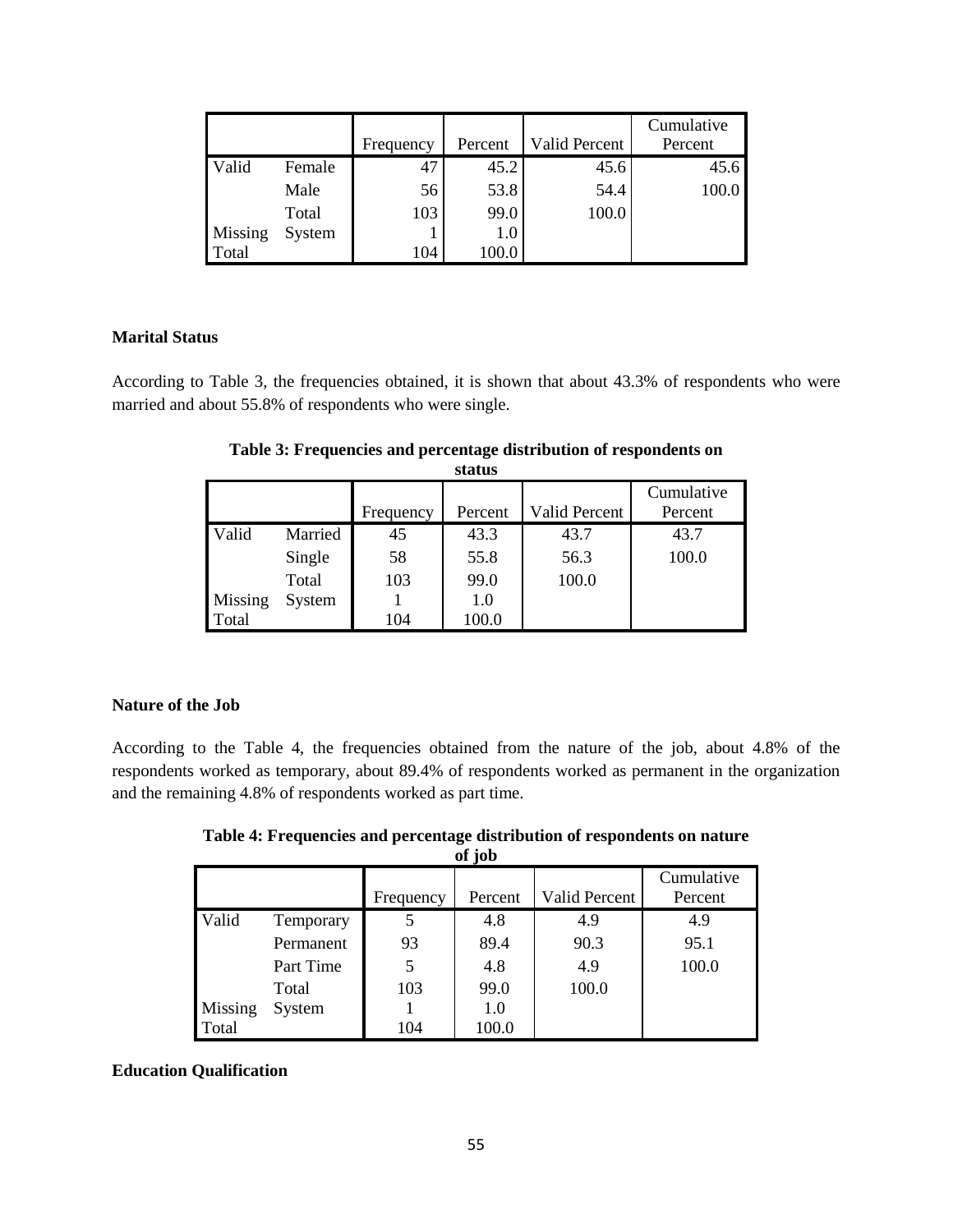| | | Frequency | Percent | Valid Percent | Cumulative Percent |
|---|---|---|---|---|---|
| Valid | Female | 47 | 45.2 | 45.6 | 45.6 |
| | Male | 56 | 53.8 | 54.4 | 100.0 |
| | Total | 103 | 99.0 | 100.0 | |
| Missing | System | 1 | 1.0 | | |
| Total | | 104 | 100.0 | | |

**Marital Status**

According to Table 3, the frequencies obtained, it is shown that about 43.3% of respondents who were married and about 55.8% of respondents who were single.

**Table 3: Frequencies and percentage distribution of respondents on status**

| | | Frequency | Percent | Valid Percent | Cumulative Percent |
|---|---|---|---|---|---|
| Valid | Married | 45 | 43.3 | 43.7 | 43.7 |
| | Single | 58 | 55.8 | 56.3 | 100.0 |
| | Total | 103 | 99.0 | 100.0 | |
| Missing | System | 1 | 1.0 | | |
| Total | | 104 | 100.0 | | |

**Nature of the Job**

According to the Table 4, the frequencies obtained from the nature of the job, about 4.8% of the respondents worked as temporary, about 89.4% of respondents worked as permanent in the organization and the remaining 4.8% of respondents worked as part time.

**Table 4: Frequencies and percentage distribution of respondents on nature of job**

| | | Frequency | Percent | Valid Percent | Cumulative Percent |
|---|---|---|---|---|---|
| Valid | Temporary | 5 | 4.8 | 4.9 | 4.9 |
| | Permanent | 93 | 89.4 | 90.3 | 95.1 |
| | Part Time | 5 | 4.8 | 4.9 | 100.0 |
| | Total | 103 | 99.0 | 100.0 | |
| Missing | System | 1 | 1.0 | | |
| Total | | 104 | 100.0 | | |

**Education Qualification**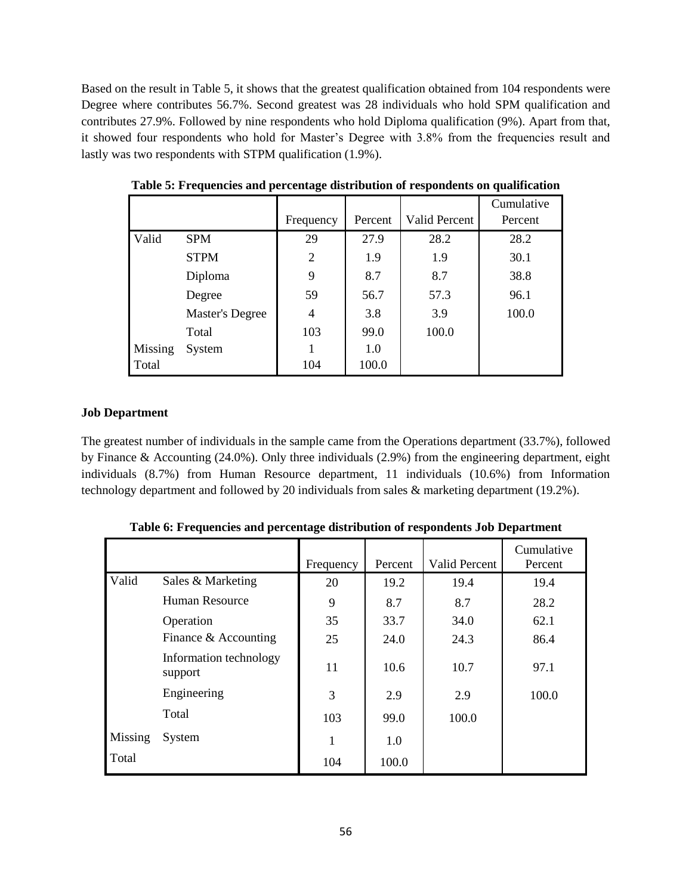Based on the result in Table 5, it shows that the greatest qualification obtained from 104 respondents were Degree where contributes 56.7%. Second greatest was 28 individuals who hold SPM qualification and contributes 27.9%. Followed by nine respondents who hold Diploma qualification (9%). Apart from that, it showed four respondents who hold for Master's Degree with 3.8% from the frequencies result and lastly was two respondents with STPM qualification (1.9%).

**Table 5: Frequencies and percentage distribution of respondents on qualification**

| | | Frequency | Percent | Valid Percent | Cumulative Percent |
|---|---|---|---|---|---|
| Valid | SPM | 29 | 27.9 | 28.2 | 28.2 |
| | STPM | 2 | 1.9 | 1.9 | 30.1 |
| | Diploma | 9 | 8.7 | 8.7 | 38.8 |
| | Degree | 59 | 56.7 | 57.3 | 96.1 |
| | Master's Degree | 4 | 3.8 | 3.9 | 100.0 |
| | Total | 103 | 99.0 | 100.0 | |
| Missing | System | 1 | 1.0 | | |
| Total | | 104 | 100.0 | | |

**Job Department**

The greatest number of individuals in the sample came from the Operations department (33.7%), followed by Finance & Accounting (24.0%). Only three individuals (2.9%) from the engineering department, eight individuals (8.7%) from Human Resource department, 11 individuals (10.6%) from Information technology department and followed by 20 individuals from sales & marketing department (19.2%).

**Table 6: Frequencies and percentage distribution of respondents Job Department**

| | | Frequency | Percent | Valid Percent | Cumulative Percent |
|---|---|---|---|---|---|
| Valid | Sales & Marketing | 20 | 19.2 | 19.4 | 19.4 |
| | Human Resource | 9 | 8.7 | 8.7 | 28.2 |
| | Operation | 35 | 33.7 | 34.0 | 62.1 |
| | Finance & Accounting | 25 | 24.0 | 24.3 | 86.4 |
| | Information technology support | 11 | 10.6 | 10.7 | 97.1 |
| | Engineering | 3 | 2.9 | 2.9 | 100.0 |
| | Total | 103 | 99.0 | 100.0 | |
| Missing | System | 1 | 1.0 | | |
| Total | | 104 | 100.0 | | |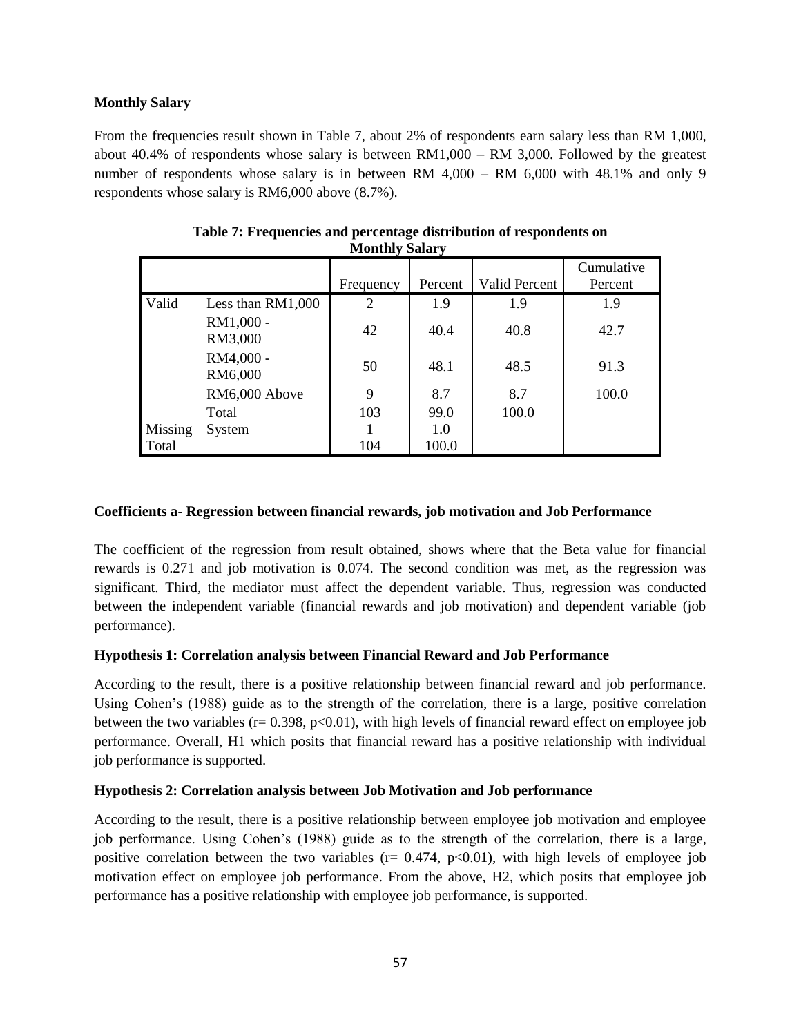**Monthly Salary**

From the frequencies result shown in Table 7, about 2% of respondents earn salary less than RM 1,000, about 40.4% of respondents whose salary is between RM1,000 – RM 3,000. Followed by the greatest number of respondents whose salary is in between RM 4,000 – RM 6,000 with 48.1% and only 9 respondents whose salary is RM6,000 above (8.7%).

**Table 7: Frequencies and percentage distribution of respondents on Monthly Salary**

| | | Frequency | Percent | Valid Percent | Cumulative Percent |
|---|---|---|---|---|---|
| Valid | Less than RM1,000 | 2 | 1.9 | 1.9 | 1.9 |
| | RM1,000 - RM3,000 | 42 | 40.4 | 40.8 | 42.7 |
| | RM4,000 - RM6,000 | 50 | 48.1 | 48.5 | 91.3 |
| | RM6,000 Above | 9 | 8.7 | 8.7 | 100.0 |
| | Total | 103 | 99.0 | 100.0 | |
| Missing | System | 1 | 1.0 | | |
| Total | | 104 | 100.0 | | |

**Coefficients a- Regression between financial rewards, job motivation and Job Performance**

The coefficient of the regression from result obtained, shows where that the Beta value for financial rewards is 0.271 and job motivation is 0.074. The second condition was met, as the regression was significant. Third, the mediator must affect the dependent variable. Thus, regression was conducted between the independent variable (financial rewards and job motivation) and dependent variable (job performance).

**Hypothesis 1: Correlation analysis between Financial Reward and Job Performance**

According to the result, there is a positive relationship between financial reward and job performance. Using Cohen's (1988) guide as to the strength of the correlation, there is a large, positive correlation between the two variables ($r = 0.398$, $p < 0.01$), with high levels of financial reward effect on employee job performance. Overall, H1 which posits that financial reward has a positive relationship with individual job performance is supported.

**Hypothesis 2: Correlation analysis between Job Motivation and Job performance**

According to the result, there is a positive relationship between employee job motivation and employee job performance. Using Cohen's (1988) guide as to the strength of the correlation, there is a large, positive correlation between the two variables ($r = 0.474$, $p < 0.01$), with high levels of employee job motivation effect on employee job performance. From the above, H2, which posits that employee job performance has a positive relationship with employee job performance, is supported.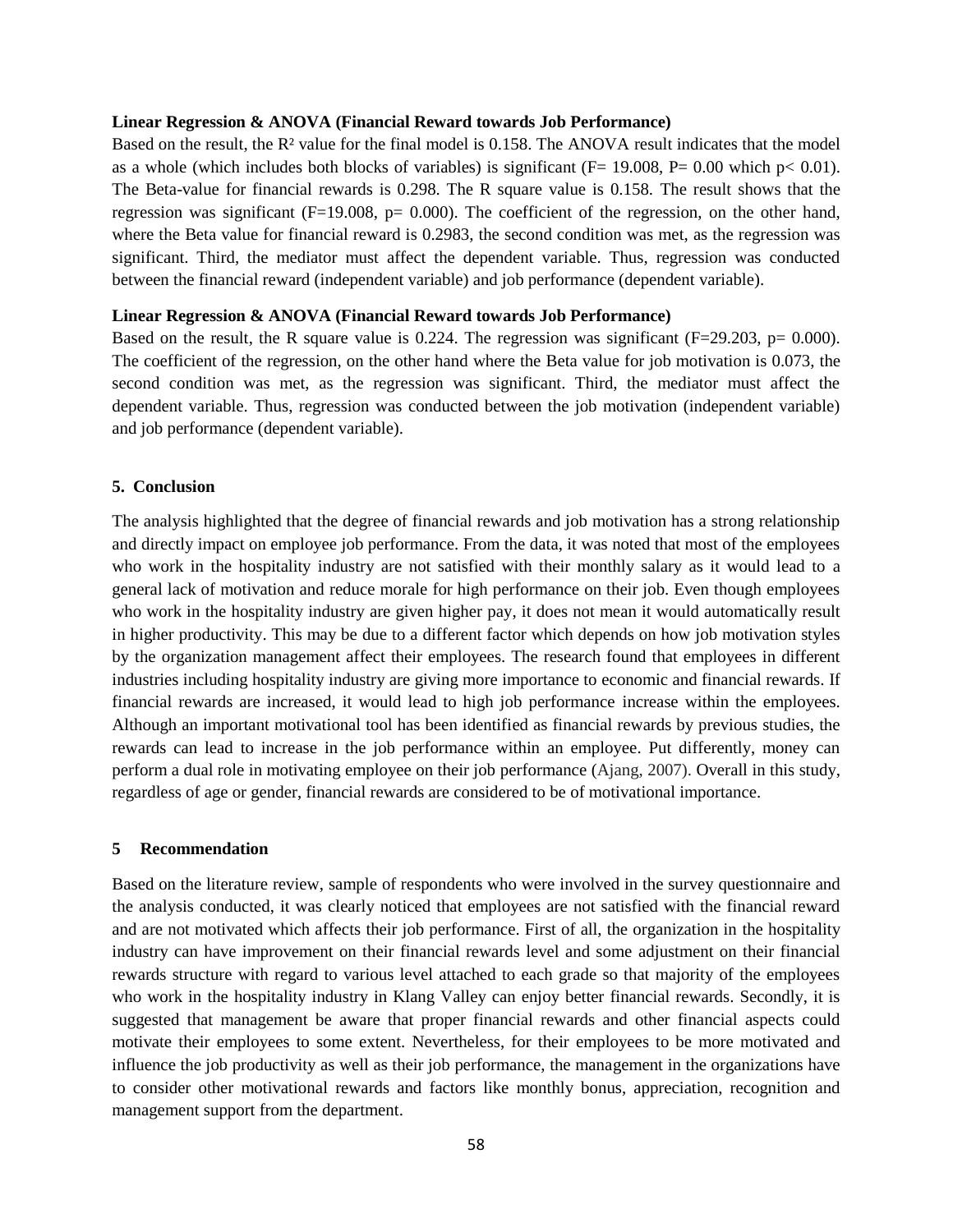**Linear Regression & ANOVA (Financial Reward towards Job Performance)**

Based on the result, the $R^2$ value for the final model is 0.158. The ANOVA result indicates that the model as a whole (which includes both blocks of variables) is significant ($F= 19.008$, $P= 0.00$ which $p< 0.01$). The Beta-value for financial rewards is 0.298. The R square value is 0.158. The result shows that the regression was significant ($F=19.008$, $p= 0.000$). The coefficient of the regression, on the other hand, where the Beta value for financial reward is 0.2983, the second condition was met, as the regression was significant. Third, the mediator must affect the dependent variable. Thus, regression was conducted between the financial reward (independent variable) and job performance (dependent variable).

**Linear Regression & ANOVA (Financial Reward towards Job Performance)**

Based on the result, the R square value is 0.224. The regression was significant ($F=29.203$, $p= 0.000$). The coefficient of the regression, on the other hand where the Beta value for job motivation is 0.073, the second condition was met, as the regression was significant. Third, the mediator must affect the dependent variable. Thus, regression was conducted between the job motivation (independent variable) and job performance (dependent variable).

## 5. Conclusion

The analysis highlighted that the degree of financial rewards and job motivation has a strong relationship and directly impact on employee job performance. From the data, it was noted that most of the employees who work in the hospitality industry are not satisfied with their monthly salary as it would lead to a general lack of motivation and reduce morale for high performance on their job. Even though employees who work in the hospitality industry are given higher pay, it does not mean it would automatically result in higher productivity. This may be due to a different factor which depends on how job motivation styles by the organization management affect their employees. The research found that employees in different industries including hospitality industry are giving more importance to economic and financial rewards. If financial rewards are increased, it would lead to high job performance increase within the employees. Although an important motivational tool has been identified as financial rewards by previous studies, the rewards can lead to increase in the job performance within an employee. Put differently, money can perform a dual role in motivating employee on their job performance (Ajang, 2007). Overall in this study, regardless of age or gender, financial rewards are considered to be of motivational importance.

## 5 Recommendation

Based on the literature review, sample of respondents who were involved in the survey questionnaire and the analysis conducted, it was clearly noticed that employees are not satisfied with the financial reward and are not motivated which affects their job performance. First of all, the organization in the hospitality industry can have improvement on their financial rewards level and some adjustment on their financial rewards structure with regard to various level attached to each grade so that majority of the employees who work in the hospitality industry in Klang Valley can enjoy better financial rewards. Secondly, it is suggested that management be aware that proper financial rewards and other financial aspects could motivate their employees to some extent. Nevertheless, for their employees to be more motivated and influence the job productivity as well as their job performance, the management in the organizations have to consider other motivational rewards and factors like monthly bonus, appreciation, recognition and management support from the department.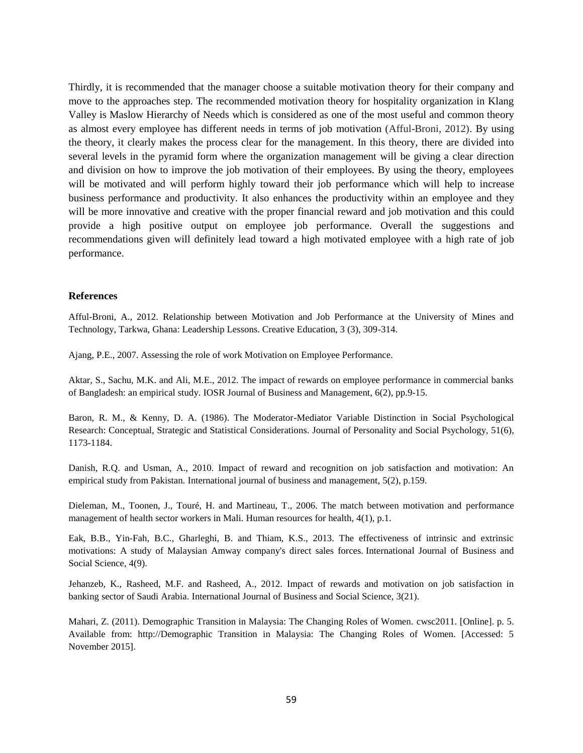Thirdly, it is recommended that the manager choose a suitable motivation theory for their company and move to the approaches step. The recommended motivation theory for hospitality organization in Klang Valley is Maslow Hierarchy of Needs which is considered as one of the most useful and common theory as almost every employee has different needs in terms of job motivation (Afful-Broni, 2012). By using the theory, it clearly makes the process clear for the management. In this theory, there are divided into several levels in the pyramid form where the organization management will be giving a clear direction and division on how to improve the job motivation of their employees. By using the theory, employees will be motivated and will perform highly toward their job performance which will help to increase business performance and productivity. It also enhances the productivity within an employee and they will be more innovative and creative with the proper financial reward and job motivation and this could provide a high positive output on employee job performance. Overall the suggestions and recommendations given will definitely lead toward a high motivated employee with a high rate of job performance.

**References**

Afful-Broni, A., 2012. Relationship between Motivation and Job Performance at the University of Mines and Technology, Tarkwa, Ghana: Leadership Lessons. Creative Education, 3 (3), 309-314.

Ajang, P.E., 2007. Assessing the role of work Motivation on Employee Performance.

Aktar, S., Sachu, M.K. and Ali, M.E., 2012. The impact of rewards on employee performance in commercial banks of Bangladesh: an empirical study. IOSR Journal of Business and Management, 6(2), pp.9-15.

Baron, R. M., & Kenny, D. A. (1986). The Moderator-Mediator Variable Distinction in Social Psychological Research: Conceptual, Strategic and Statistical Considerations. Journal of Personality and Social Psychology, 51(6), 1173-1184.

Danish, R.Q. and Usman, A., 2010. Impact of reward and recognition on job satisfaction and motivation: An empirical study from Pakistan. International journal of business and management, 5(2), p.159.

Dieleman, M., Toonen, J., Touré, H. and Martineau, T., 2006. The match between motivation and performance management of health sector workers in Mali. Human resources for health, 4(1), p.1.

Eak, B.B., Yin-Fah, B.C., Gharleghi, B. and Thiam, K.S., 2013. The effectiveness of intrinsic and extrinsic motivations: A study of Malaysian Amway company's direct sales forces. International Journal of Business and Social Science, 4(9).

Jehanzeb, K., Rasheed, M.F. and Rasheed, A., 2012. Impact of rewards and motivation on job satisfaction in banking sector of Saudi Arabia. International Journal of Business and Social Science, 3(21).

Mahari, Z. (2011). Demographic Transition in Malaysia: The Changing Roles of Women. cwsc2011. [Online]. p. 5. Available from: http://Demographic Transition in Malaysia: The Changing Roles of Women. [Accessed: 5 November 2015].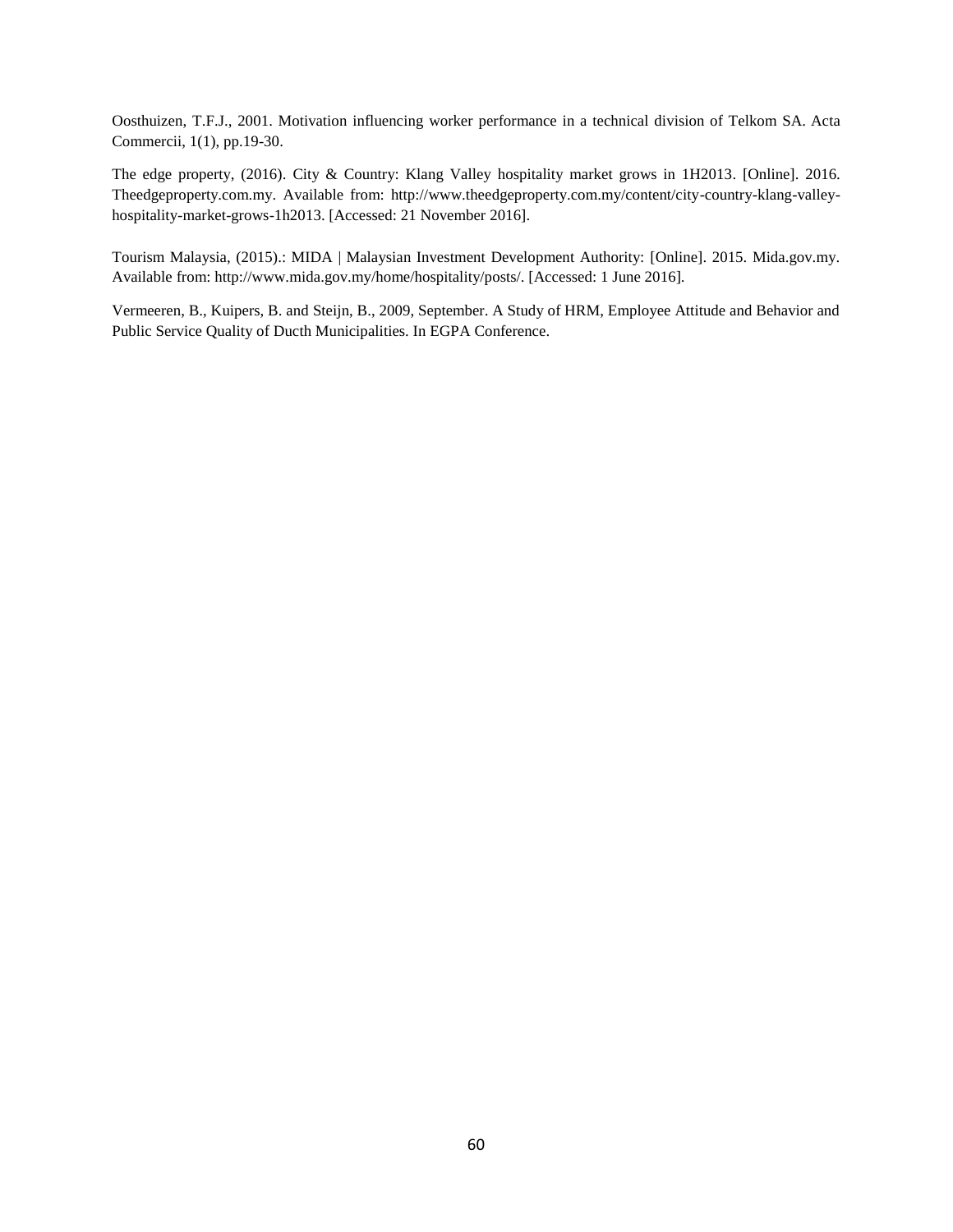Oosthuizen, T.F.J., 2001. Motivation influencing worker performance in a technical division of Telkom SA. Acta Commercii, 1(1), pp.19-30.

The edge property, (2016). City & Country: Klang Valley hospitality market grows in 1H2013. [Online]. 2016. Theedgeproperty.com.my. Available from: http://www.theedgeproperty.com.my/content/city-country-klang-valley-hospitality-market-grows-1h2013. [Accessed: 21 November 2016].

Tourism Malaysia, (2015).: MIDA | Malaysian Investment Development Authority: [Online]. 2015. Mida.gov.my. Available from: http://www.mida.gov.my/home/hospitality/posts/. [Accessed: 1 June 2016].

Vermeeren, B., Kuipers, B. and Steijn, B., 2009, September. A Study of HRM, Employee Attitude and Behavior and Public Service Quality of Ducth Municipalities. In EGPA Conference.